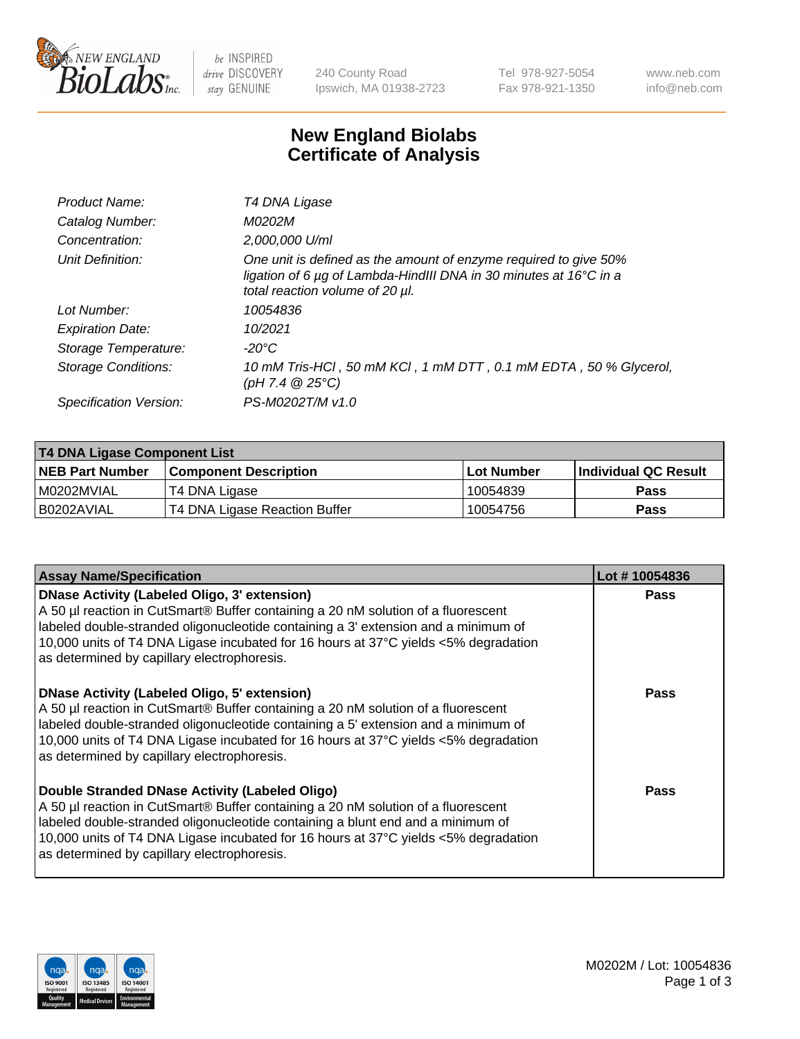# New England Biolabs Certificate of Analysis

| | |
|---|---|
| Product Name: | *T4 DNA Ligase* |
| Catalog Number: | *M0202M* |
| Concentration: | *2,000,000 U/ml* |
| Unit Definition: | *One unit is defined as the amount of enzyme required to give 50% ligation of 6 µg of Lambda-HindIII DNA in 30 minutes at 16°C in a total reaction volume of 20 µl.* |
| Lot Number: | *10054836* |
| Expiration Date: | *10/2021* |
| Storage Temperature: | *-20°C* |
| Storage Conditions: | *10 mM Tris-HCl , 50 mM KCl , 1 mM DTT , 0.1 mM EDTA , 50 % Glycerol, (pH 7.4 @ 25°C)* |
| Specification Version: | *PS-M0202T/M v1.0* |

| T4 DNA Ligase Component List | | | |
|---|---|---|---|
| **NEB Part Number** | **Component Description** | **Lot Number** | **Individual QC Result** |
| M0202MVIAL | T4 DNA Ligase | 10054839 | **Pass** |
| B0202AVIAL | T4 DNA Ligase Reaction Buffer | 10054756 | **Pass** |

| Assay Name/Specification | Lot # 10054836 |
|---|---|
| **DNase Activity (Labeled Oligo, 3' extension)** A 50 µl reaction in CutSmart® Buffer containing a 20 nM solution of a fluorescent labeled double-stranded oligonucleotide containing a 3' extension and a minimum of 10,000 units of T4 DNA Ligase incubated for 16 hours at 37°C yields <5% degradation as determined by capillary electrophoresis. | **Pass** |
| **DNase Activity (Labeled Oligo, 5' extension)** A 50 µl reaction in CutSmart® Buffer containing a 20 nM solution of a fluorescent labeled double-stranded oligonucleotide containing a 5' extension and a minimum of 10,000 units of T4 DNA Ligase incubated for 16 hours at 37°C yields <5% degradation as determined by capillary electrophoresis. | **Pass** |
| **Double Stranded DNase Activity (Labeled Oligo)** A 50 µl reaction in CutSmart® Buffer containing a 20 nM solution of a fluorescent labeled double-stranded oligonucleotide containing a blunt end and a minimum of 10,000 units of T4 DNA Ligase incubated for 16 hours at 37°C yields <5% degradation as determined by capillary electrophoresis. | **Pass** |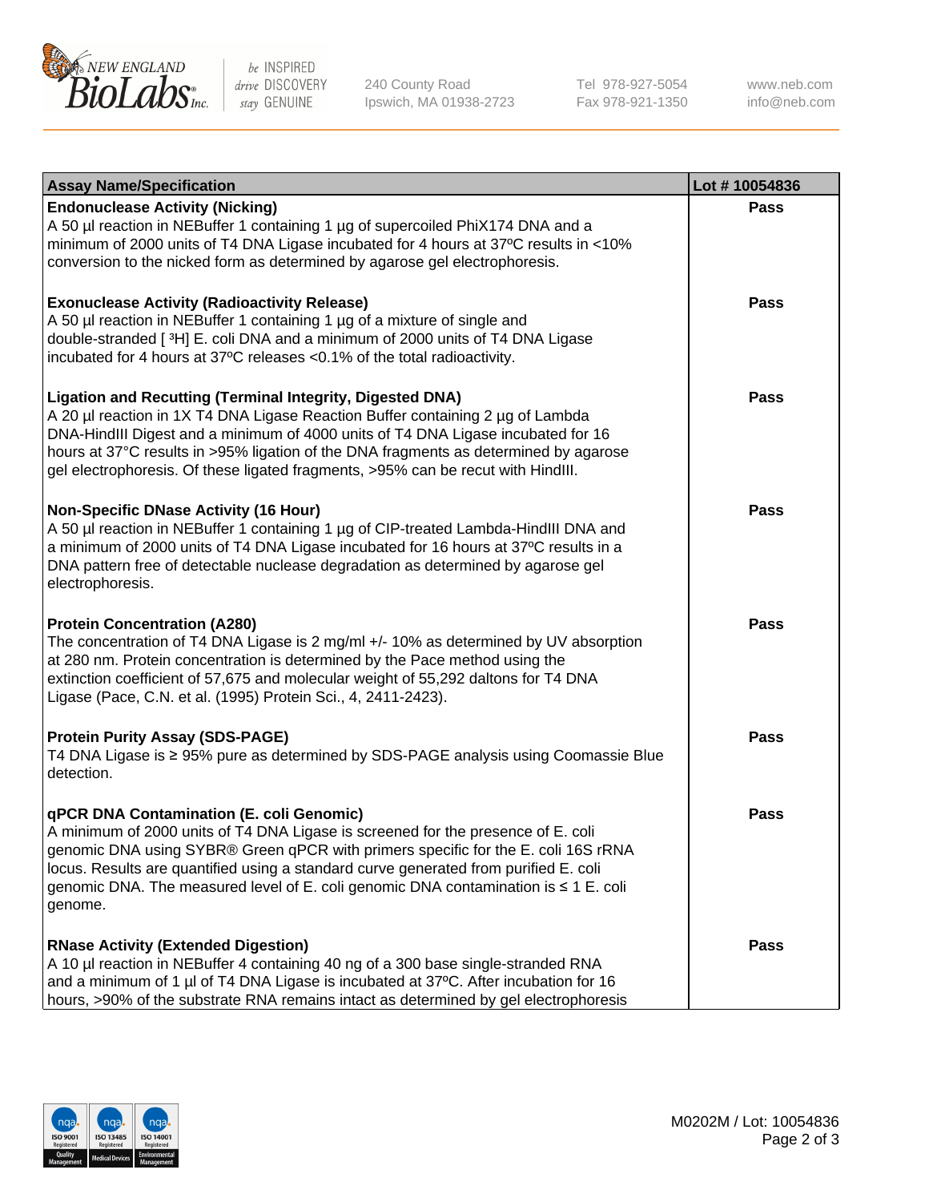| Assay Name/Specification | Lot # 10054836 |
| --- | --- |
| **Endonuclease Activity (Nicking)**<br>A 50 µl reaction in NEBuffer 1 containing 1 µg of supercoiled PhiX174 DNA and a minimum of 2000 units of T4 DNA Ligase incubated for 4 hours at 37ºC results in <10% conversion to the nicked form as determined by agarose gel electrophoresis. | **Pass** |
| **Exonuclease Activity (Radioactivity Release)**<br>A 50 µl reaction in NEBuffer 1 containing 1 µg of a mixture of single and double-stranded [ $^3$H] E. coli DNA and a minimum of 2000 units of T4 DNA Ligase incubated for 4 hours at 37ºC releases <0.1% of the total radioactivity. | **Pass** |
| **Ligation and Recutting (Terminal Integrity, Digested DNA)**<br>A 20 µl reaction in 1X T4 DNA Ligase Reaction Buffer containing 2 µg of Lambda DNA-HindIII Digest and a minimum of 4000 units of T4 DNA Ligase incubated for 16 hours at 37°C results in >95% ligation of the DNA fragments as determined by agarose gel electrophoresis. Of these ligated fragments, >95% can be recut with HindIII. | **Pass** |
| **Non-Specific DNase Activity (16 Hour)**<br>A 50 µl reaction in NEBuffer 1 containing 1 µg of CIP-treated Lambda-HindIII DNA and a minimum of 2000 units of T4 DNA Ligase incubated for 16 hours at 37ºC results in a DNA pattern free of detectable nuclease degradation as determined by agarose gel electrophoresis. | **Pass** |
| **Protein Concentration (A280)**<br>The concentration of T4 DNA Ligase is 2 mg/ml +/- 10% as determined by UV absorption at 280 nm. Protein concentration is determined by the Pace method using the extinction coefficient of 57,675 and molecular weight of 55,292 daltons for T4 DNA Ligase (Pace, C.N. et al. (1995) Protein Sci., 4, 2411-2423). | **Pass** |
| **Protein Purity Assay (SDS-PAGE)**<br>T4 DNA Ligase is ≥ 95% pure as determined by SDS-PAGE analysis using Coomassie Blue detection. | **Pass** |
| **qPCR DNA Contamination (E. coli Genomic)**<br>A minimum of 2000 units of T4 DNA Ligase is screened for the presence of E. coli genomic DNA using SYBR® Green qPCR with primers specific for the E. coli 16S rRNA locus. Results are quantified using a standard curve generated from purified E. coli genomic DNA. The measured level of E. coli genomic DNA contamination is ≤ 1 E. coli genome. | **Pass** |
| **RNase Activity (Extended Digestion)**<br>A 10 µl reaction in NEBuffer 4 containing 40 ng of a 300 base single-stranded RNA and a minimum of 1 µl of T4 DNA Ligase is incubated at 37ºC. After incubation for 16 hours, >90% of the substrate RNA remains intact as determined by gel electrophoresis | **Pass** |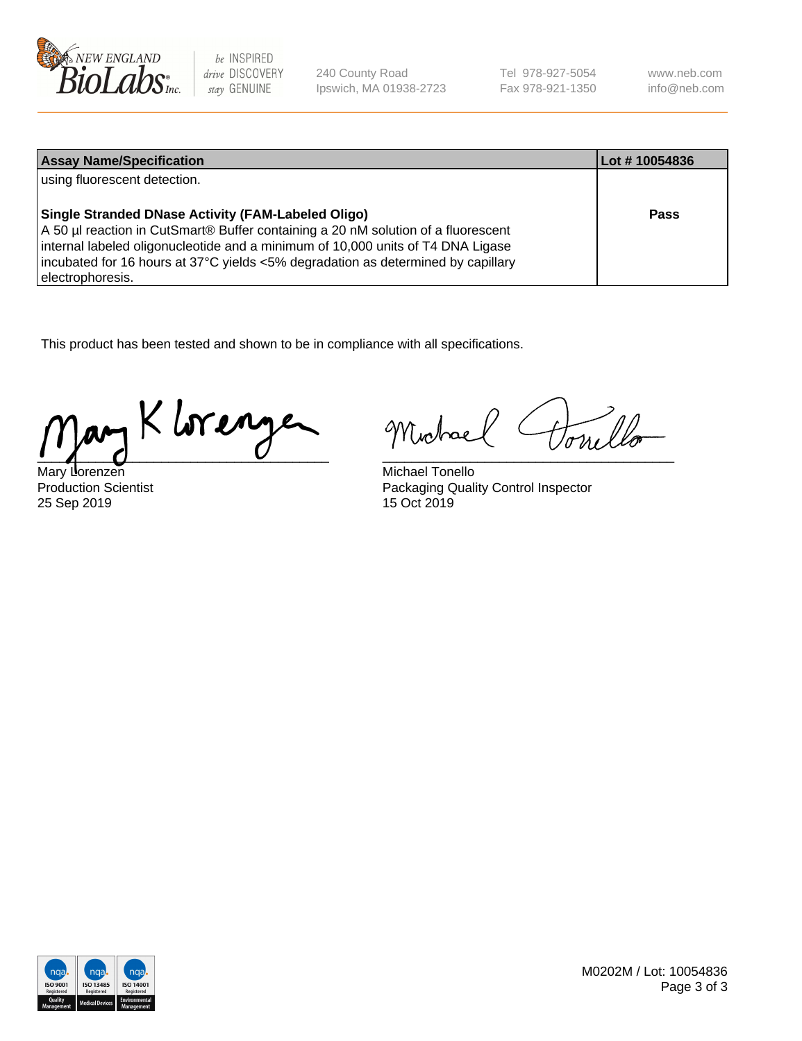| Assay Name/Specification | Lot # 10054836 |
|---|---|
| using fluorescent detection. | |
| **Single Stranded DNase Activity (FAM-Labeled Oligo)**<br>A 50 µl reaction in CutSmart® Buffer containing a 20 nM solution of a fluorescent internal labeled oligonucleotide and a minimum of 10,000 units of T4 DNA Ligase incubated for 16 hours at 37°C yields <5% degradation as determined by capillary electrophoresis. | **Pass** |

This product has been tested and shown to be in compliance with all specifications.

Mary Lorenzen
Production Scientist
25 Sep 2019

Michael Tonello
Packaging Quality Control Inspector
15 Oct 2019

M0202M / Lot: 10054836